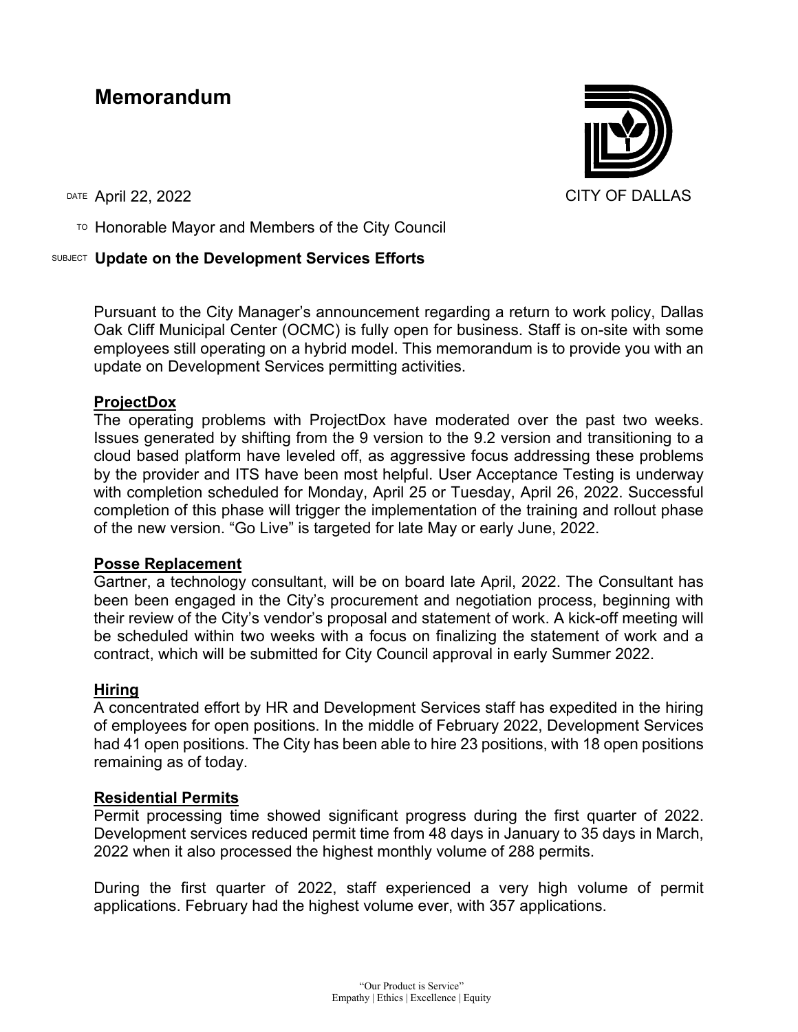# Memorandum

CITY OF DALLAS

DATE April 22, 2022

TO Honorable Mayor and Members of the City Council

SUBJECT **Update on the Development Services Efforts**

Pursuant to the City Manager's announcement regarding a return to work policy, Dallas Oak Cliff Municipal Center (OCMC) is fully open for business. Staff is on-site with some employees still operating on a hybrid model. This memorandum is to provide you with an update on Development Services permitting activities.

**ProjectDox**

The operating problems with ProjectDox have moderated over the past two weeks. Issues generated by shifting from the 9 version to the 9.2 version and transitioning to a cloud based platform have leveled off, as aggressive focus addressing these problems by the provider and ITS have been most helpful. User Acceptance Testing is underway with completion scheduled for Monday, April 25 or Tuesday, April 26, 2022. Successful completion of this phase will trigger the implementation of the training and rollout phase of the new version. "Go Live" is targeted for late May or early June, 2022.

**Posse Replacement**

Gartner, a technology consultant, will be on board late April, 2022. The Consultant has been been engaged in the City's procurement and negotiation process, beginning with their review of the City's vendor's proposal and statement of work. A kick-off meeting will be scheduled within two weeks with a focus on finalizing the statement of work and a contract, which will be submitted for City Council approval in early Summer 2022.

**Hiring**

A concentrated effort by HR and Development Services staff has expedited in the hiring of employees for open positions. In the middle of February 2022, Development Services had 41 open positions. The City has been able to hire 23 positions, with 18 open positions remaining as of today.

**Residential Permits**

Permit processing time showed significant progress during the first quarter of 2022. Development services reduced permit time from 48 days in January to 35 days in March, 2022 when it also processed the highest monthly volume of 288 permits.

During the first quarter of 2022, staff experienced a very high volume of permit applications. February had the highest volume ever, with 357 applications.

"Our Product is Service"
Empathy | Ethics | Excellence | Equity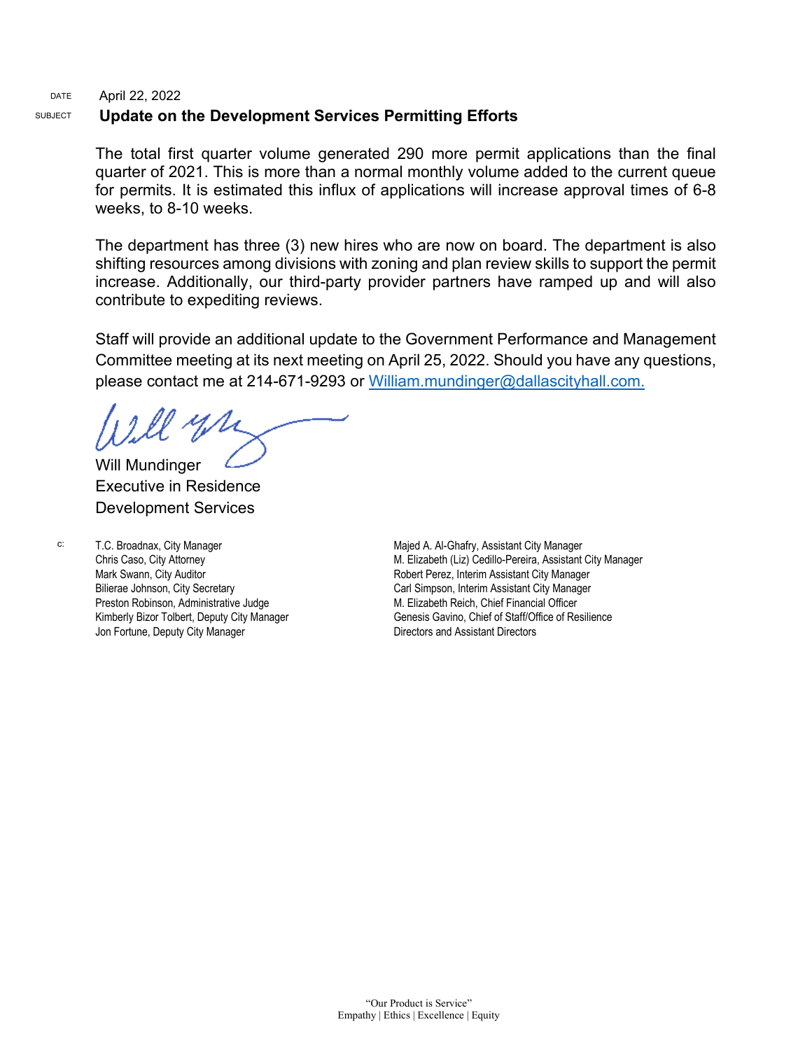DATE April 22, 2022

SUBJECT **Update on the Development Services Permitting Efforts**

The total first quarter volume generated 290 more permit applications than the final quarter of 2021. This is more than a normal monthly volume added to the current queue for permits. It is estimated this influx of applications will increase approval times of 6-8 weeks, to 8-10 weeks.

The department has three (3) new hires who are now on board. The department is also shifting resources among divisions with zoning and plan review skills to support the permit increase. Additionally, our third-party provider partners have ramped up and will also contribute to expediting reviews.

Staff will provide an additional update to the Government Performance and Management Committee meeting at its next meeting on April 25, 2022. Should you have any questions, please contact me at 214-671-9293 or William.mundinger@dallascityhall.com.

Will Mundinger
Executive in Residence
Development Services

c:
T.C. Broadnax, City Manager
Chris Caso, City Attorney
Mark Swann, City Auditor
Bilierae Johnson, City Secretary
Preston Robinson, Administrative Judge
Kimberly Bizor Tolbert, Deputy City Manager
Jon Fortune, Deputy City Manager
Majed A. Al-Ghafry, Assistant City Manager
M. Elizabeth (Liz) Cedillo-Pereira, Assistant City Manager
Robert Perez, Interim Assistant City Manager
Carl Simpson, Interim Assistant City Manager
M. Elizabeth Reich, Chief Financial Officer
Genesis Gavino, Chief of Staff/Office of Resilience
Directors and Assistant Directors

"Our Product is Service"
Empathy | Ethics | Excellence | Equity